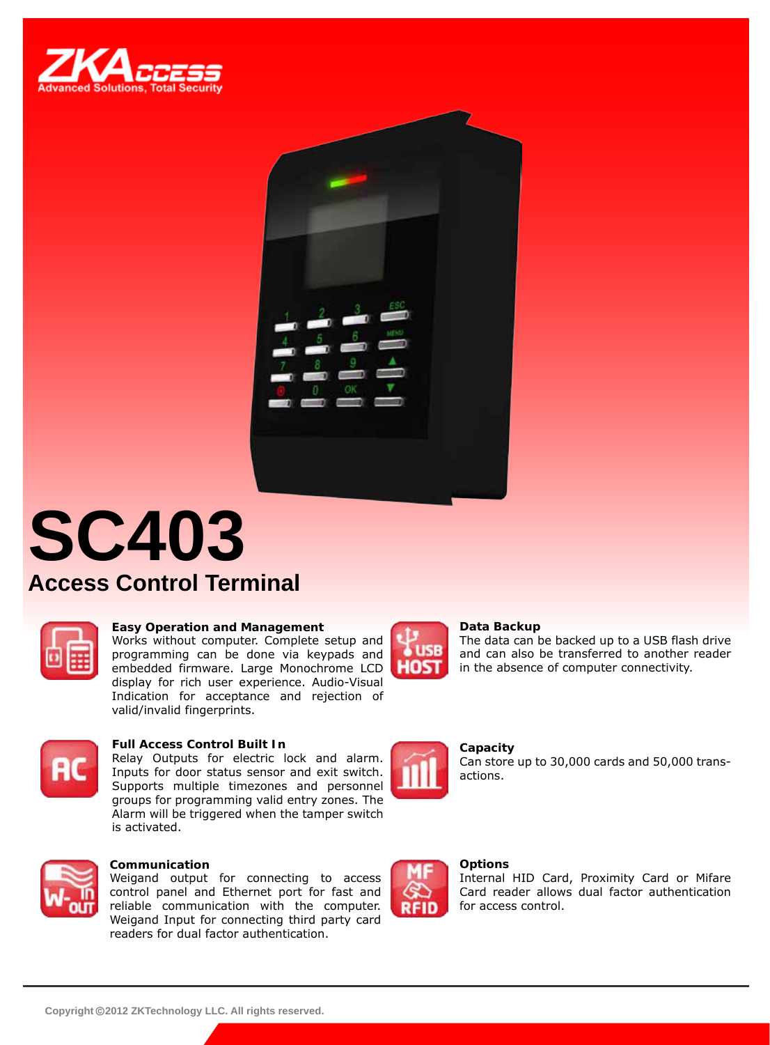# SC403

## Access Control Terminal

**Easy Operation and Management**
Works without computer. Complete setup and programming can be done via keypads and embedded firmware. Large Monochrome LCD display for rich user experience. Audio-Visual Indication for acceptance and rejection of valid/invalid fingerprints.

**Data Backup**
The data can be backed up to a USB flash drive and can also be transferred to another reader in the absence of computer connectivity.

**Full Access Control Built In**
Relay Outputs for electric lock and alarm. Inputs for door status sensor and exit switch. Supports multiple timezones and personnel groups for programming valid entry zones. The Alarm will be triggered when the tamper switch is activated.

**Capacity**
Can store up to 30,000 cards and 50,000 transactions.

**Communication**
Weigand output for connecting to access control panel and Ethernet port for fast and reliable communication with the computer. Weigand Input for connecting third party card readers for dual factor authentication.

**Options**
Internal HID Card, Proximity Card or Mifare Card reader allows dual factor authentication for access control.

Copyright©2012 ZKTechnology LLC. All rights reserved.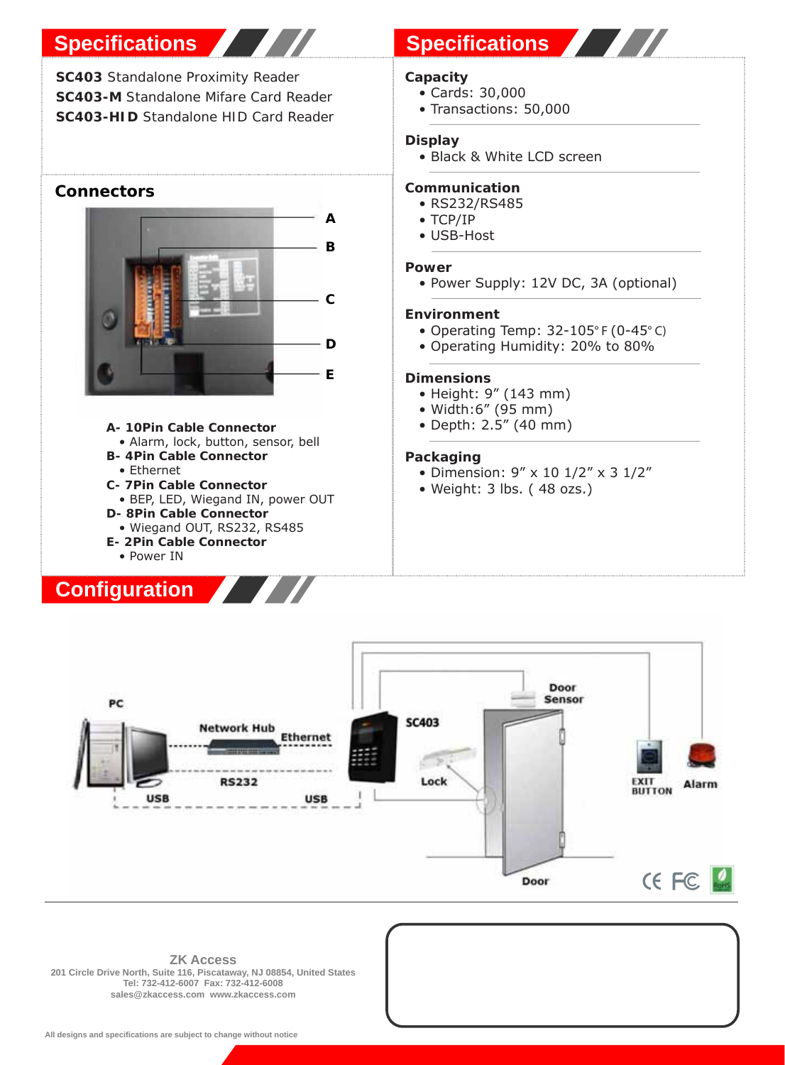## Specifications

**SC403** Standalone Proximity Reader
**SC403-M** Standalone Mifare Card Reader
**SC403-HID** Standalone HID Card Reader

### Connectors

A
B
C
D
E

**A- 10Pin Cable Connector**
- Alarm, lock, button, sensor, bell

**B- 4Pin Cable Connector**
- Ethernet

**C- 7Pin Cable Connector**
- BEP, LED, Wiegand IN, power OUT

**D- 8Pin Cable Connector**
- Wiegand OUT, RS232, RS485

**E- 2Pin Cable Connector**
- Power IN

## Specifications

**Capacity**
- Cards: 30,000
- Transactions: 50,000

**Display**
- Black & White LCD screen

**Communication**
- RS232/RS485
- TCP/IP
- USB-Host

**Power**
- Power Supply: 12V DC, 3A (optional)

**Environment**
- Operating Temp: 32-105° F (0-45° C)
- Operating Humidity: 20% to 80%

**Dimensions**
- Height: 9" (143 mm)
- Width: 6" (95 mm)
- Depth: 2.5" (40 mm)

**Packaging**
- Dimension: 9" x 10 1/2" x 3 1/2"
- Weight: 3 lbs. ( 48 ozs.)

## Configuration

PC
Network Hub
Ethernet
RS232
USB
USB
SC403
Door Sensor
Lock
Door
EXIT BUTTON
Alarm

**ZK Access**
201 Circle Drive North, Suite 116, Piscataway, NJ 08854, United States
Tel: 732-412-6007 Fax: 732-412-6008
sales@zkaccess.com www.zkaccess.com

All designs and specifications are subject to change without notice